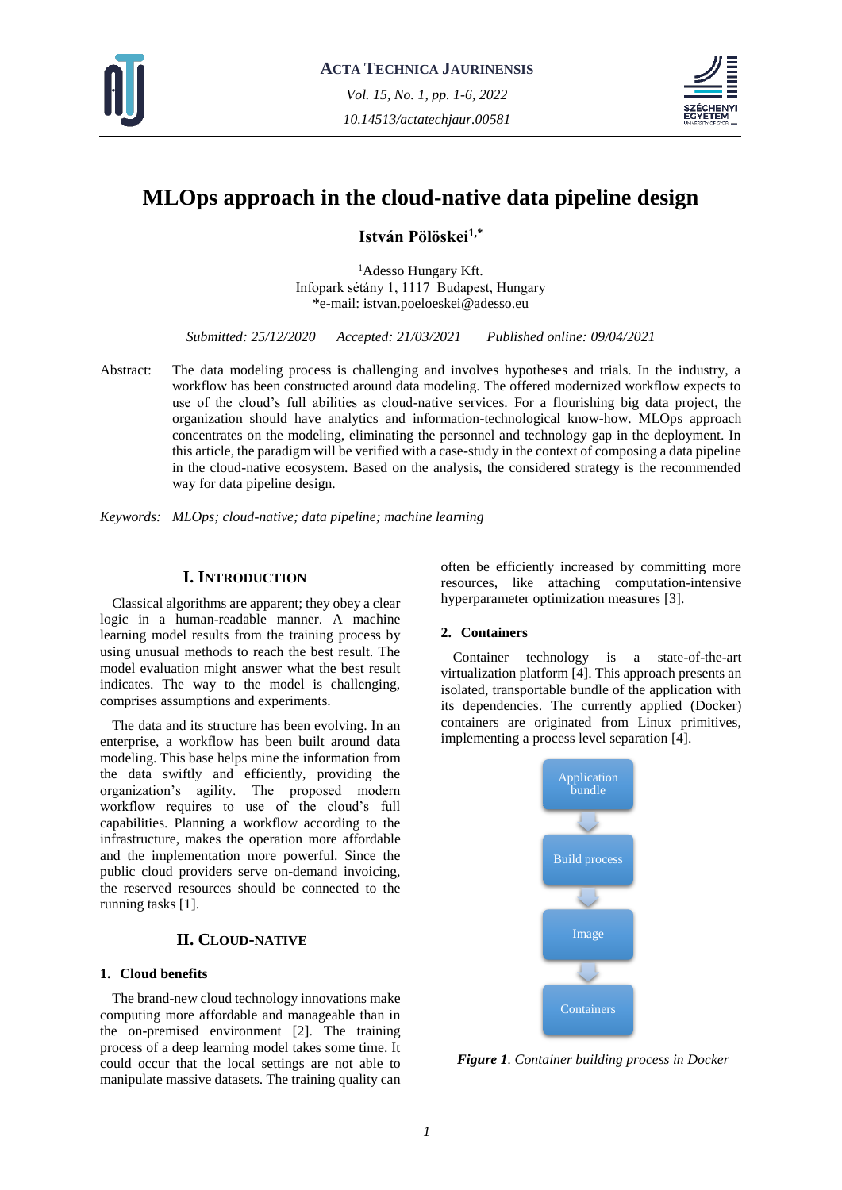# MLOps approach in the cloud-native data pipeline design

**István Pölöskei**[1,*]

[1]Adesso Hungary Kft.
Infopark sétány 1, 1117 Budapest, Hungary
*e-mail: istvan.poeloeskei@adesso.eu

*Submitted: 25/12/2020 Accepted: 21/03/2021 Published online: 09/04/2021*

Abstract: The data modeling process is challenging and involves hypotheses and trials. In the industry, a workflow has been constructed around data modeling. The offered modernized workflow expects to use of the cloud's full abilities as cloud-native services. For a flourishing big data project, the organization should have analytics and information-technological know-how. MLOps approach concentrates on the modeling, eliminating the personnel and technology gap in the deployment. In this article, the paradigm will be verified with a case-study in the context of composing a data pipeline in the cloud-native ecosystem. Based on the analysis, the considered strategy is the recommended way for data pipeline design.

*Keywords: MLOps; cloud-native; data pipeline; machine learning*

## I. Introduction

Classical algorithms are apparent; they obey a clear logic in a human-readable manner. A machine learning model results from the training process by using unusual methods to reach the best result. The model evaluation might answer what the best result indicates. The way to the model is challenging, comprises assumptions and experiments.

The data and its structure has been evolving. In an enterprise, a workflow has been built around data modeling. This base helps mine the information from the data swiftly and efficiently, providing the organization's agility. The proposed modern workflow requires to use of the cloud's full capabilities. Planning a workflow according to the infrastructure, makes the operation more affordable and the implementation more powerful. Since the public cloud providers serve on-demand invoicing, the reserved resources should be connected to the running tasks [1].

## II. Cloud-native

### 1. Cloud benefits

The brand-new cloud technology innovations make computing more affordable and manageable than in the on-premised environment [2]. The training process of a deep learning model takes some time. It could occur that the local settings are not able to manipulate massive datasets. The training quality can often be efficiently increased by committing more resources, like attaching computation-intensive hyperparameter optimization measures [3].

### 2. Containers

Container technology is a state-of-the-art virtualization platform [4]. This approach presents an isolated, transportable bundle of the application with its dependencies. The currently applied (Docker) containers are originated from Linux primitives, implementing a process level separation [4].

Application bundle → Build process → Image → Containers

***Figure 1**. Container building process in Docker*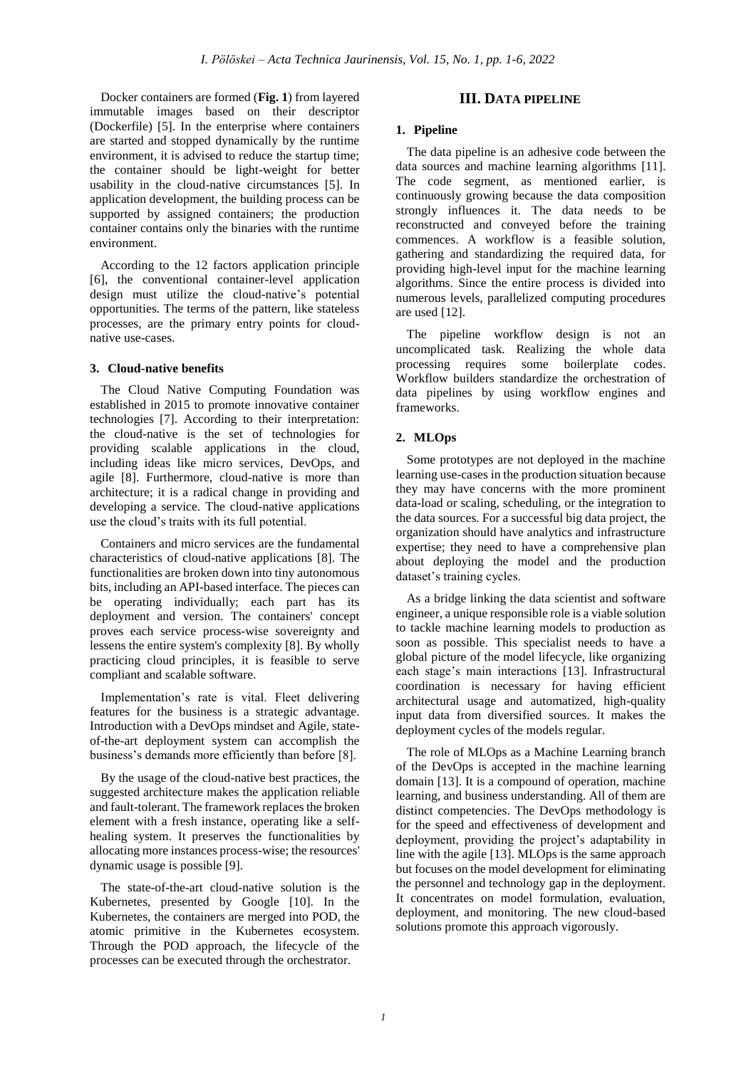Docker containers are formed (**Fig. 1**) from layered immutable images based on their descriptor (Dockerfile) [5]. In the enterprise where containers are started and stopped dynamically by the runtime environment, it is advised to reduce the startup time; the container should be light-weight for better usability in the cloud-native circumstances [5]. In application development, the building process can be supported by assigned containers; the production container contains only the binaries with the runtime environment.

According to the 12 factors application principle [6], the conventional container-level application design must utilize the cloud-native's potential opportunities. The terms of the pattern, like stateless processes, are the primary entry points for cloud-native use-cases.

### 3. Cloud-native benefits

The Cloud Native Computing Foundation was established in 2015 to promote innovative container technologies [7]. According to their interpretation: the cloud-native is the set of technologies for providing scalable applications in the cloud, including ideas like micro services, DevOps, and agile [8]. Furthermore, cloud-native is more than architecture; it is a radical change in providing and developing a service. The cloud-native applications use the cloud's traits with its full potential.

Containers and micro services are the fundamental characteristics of cloud-native applications [8]. The functionalities are broken down into tiny autonomous bits, including an API-based interface. The pieces can be operating individually; each part has its deployment and version. The containers' concept proves each service process-wise sovereignty and lessens the entire system's complexity [8]. By wholly practicing cloud principles, it is feasible to serve compliant and scalable software.

Implementation's rate is vital. Fleet delivering features for the business is a strategic advantage. Introduction with a DevOps mindset and Agile, state-of-the-art deployment system can accomplish the business's demands more efficiently than before [8].

By the usage of the cloud-native best practices, the suggested architecture makes the application reliable and fault-tolerant. The framework replaces the broken element with a fresh instance, operating like a self-healing system. It preserves the functionalities by allocating more instances process-wise; the resources' dynamic usage is possible [9].

The state-of-the-art cloud-native solution is the Kubernetes, presented by Google [10]. In the Kubernetes, the containers are merged into POD, the atomic primitive in the Kubernetes ecosystem. Through the POD approach, the lifecycle of the processes can be executed through the orchestrator.

## III. Data pipeline

### 1. Pipeline

The data pipeline is an adhesive code between the data sources and machine learning algorithms [11]. The code segment, as mentioned earlier, is continuously growing because the data composition strongly influences it. The data needs to be reconstructed and conveyed before the training commences. A workflow is a feasible solution, gathering and standardizing the required data, for providing high-level input for the machine learning algorithms. Since the entire process is divided into numerous levels, parallelized computing procedures are used [12].

The pipeline workflow design is not an uncomplicated task. Realizing the whole data processing requires some boilerplate codes. Workflow builders standardize the orchestration of data pipelines by using workflow engines and frameworks.

### 2. MLOps

Some prototypes are not deployed in the machine learning use-cases in the production situation because they may have concerns with the more prominent data-load or scaling, scheduling, or the integration to the data sources. For a successful big data project, the organization should have analytics and infrastructure expertise; they need to have a comprehensive plan about deploying the model and the production dataset's training cycles.

As a bridge linking the data scientist and software engineer, a unique responsible role is a viable solution to tackle machine learning models to production as soon as possible. This specialist needs to have a global picture of the model lifecycle, like organizing each stage's main interactions [13]. Infrastructural coordination is necessary for having efficient architectural usage and automatized, high-quality input data from diversified sources. It makes the deployment cycles of the models regular.

The role of MLOps as a Machine Learning branch of the DevOps is accepted in the machine learning domain [13]. It is a compound of operation, machine learning, and business understanding. All of them are distinct competencies. The DevOps methodology is for the speed and effectiveness of development and deployment, providing the project's adaptability in line with the agile [13]. MLOps is the same approach but focuses on the model development for eliminating the personnel and technology gap in the deployment. It concentrates on model formulation, evaluation, deployment, and monitoring. The new cloud-based solutions promote this approach vigorously.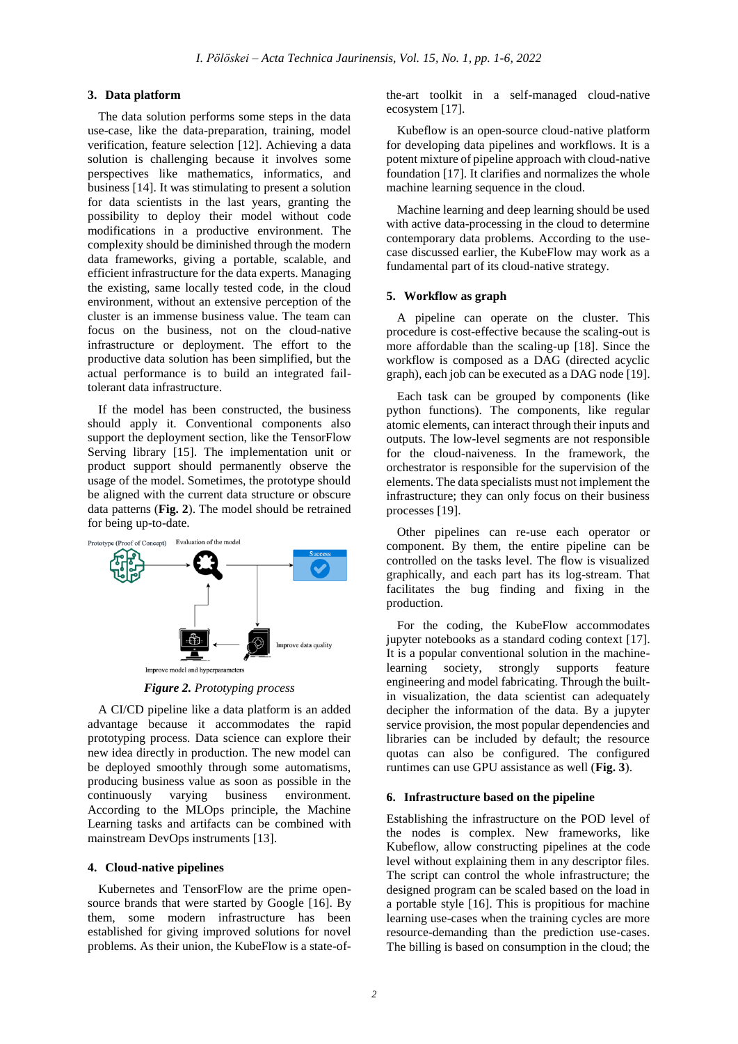## 3. Data platform

The data solution performs some steps in the data use-case, like the data-preparation, training, model verification, feature selection [12]. Achieving a data solution is challenging because it involves some perspectives like mathematics, informatics, and business [14]. It was stimulating to present a solution for data scientists in the last years, granting the possibility to deploy their model without code modifications in a productive environment. The complexity should be diminished through the modern data frameworks, giving a portable, scalable, and efficient infrastructure for the data experts. Managing the existing, same locally tested code, in the cloud environment, without an extensive perception of the cluster is an immense business value. The team can focus on the business, not on the cloud-native infrastructure or deployment. The effort to the productive data solution has been simplified, but the actual performance is to build an integrated fail-tolerant data infrastructure.

If the model has been constructed, the business should apply it. Conventional components also support the deployment section, like the TensorFlow Serving library [15]. The implementation unit or product support should permanently observe the usage of the model. Sometimes, the prototype should be aligned with the current data structure or obscure data patterns (**Fig. 2**). The model should be retrained for being up-to-date.

Prototype (Proof of Concept) | Evaluation of the model | Success | Improve data quality | Improve model and hyperparameters

***Figure 2.*** *Prototyping process*

A CI/CD pipeline like a data platform is an added advantage because it accommodates the rapid prototyping process. Data science can explore their new idea directly in production. The new model can be deployed smoothly through some automatisms, producing business value as soon as possible in the continuously varying business environment. According to the MLOps principle, the Machine Learning tasks and artifacts can be combined with mainstream DevOps instruments [13].

## 4. Cloud-native pipelines

Kubernetes and TensorFlow are the prime open-source brands that were started by Google [16]. By them, some modern infrastructure has been established for giving improved solutions for novel problems. As their union, the KubeFlow is a state-of-the-art toolkit in a self-managed cloud-native ecosystem [17].

Kubeflow is an open-source cloud-native platform for developing data pipelines and workflows. It is a potent mixture of pipeline approach with cloud-native foundation [17]. It clarifies and normalizes the whole machine learning sequence in the cloud.

Machine learning and deep learning should be used with active data-processing in the cloud to determine contemporary data problems. According to the use-case discussed earlier, the KubeFlow may work as a fundamental part of its cloud-native strategy.

## 5. Workflow as graph

A pipeline can operate on the cluster. This procedure is cost-effective because the scaling-out is more affordable than the scaling-up [18]. Since the workflow is composed as a DAG (directed acyclic graph), each job can be executed as a DAG node [19].

Each task can be grouped by components (like python functions). The components, like regular atomic elements, can interact through their inputs and outputs. The low-level segments are not responsible for the cloud-naiveness. In the framework, the orchestrator is responsible for the supervision of the elements. The data specialists must not implement the infrastructure; they can only focus on their business processes [19].

Other pipelines can re-use each operator or component. By them, the entire pipeline can be controlled on the tasks level. The flow is visualized graphically, and each part has its log-stream. That facilitates the bug finding and fixing in the production.

For the coding, the KubeFlow accommodates jupyter notebooks as a standard coding context [17]. It is a popular conventional solution in the machine-learning society, strongly supports feature engineering and model fabricating. Through the built-in visualization, the data scientist can adequately decipher the information of the data. By a jupyter service provision, the most popular dependencies and libraries can be included by default; the resource quotas can also be configured. The configured runtimes can use GPU assistance as well (**Fig. 3**).

## 6. Infrastructure based on the pipeline

Establishing the infrastructure on the POD level of the nodes is complex. New frameworks, like Kubeflow, allow constructing pipelines at the code level without explaining them in any descriptor files. The script can control the whole infrastructure; the designed program can be scaled based on the load in a portable style [16]. This is propitious for machine learning use-cases when the training cycles are more resource-demanding than the prediction use-cases. The billing is based on consumption in the cloud; the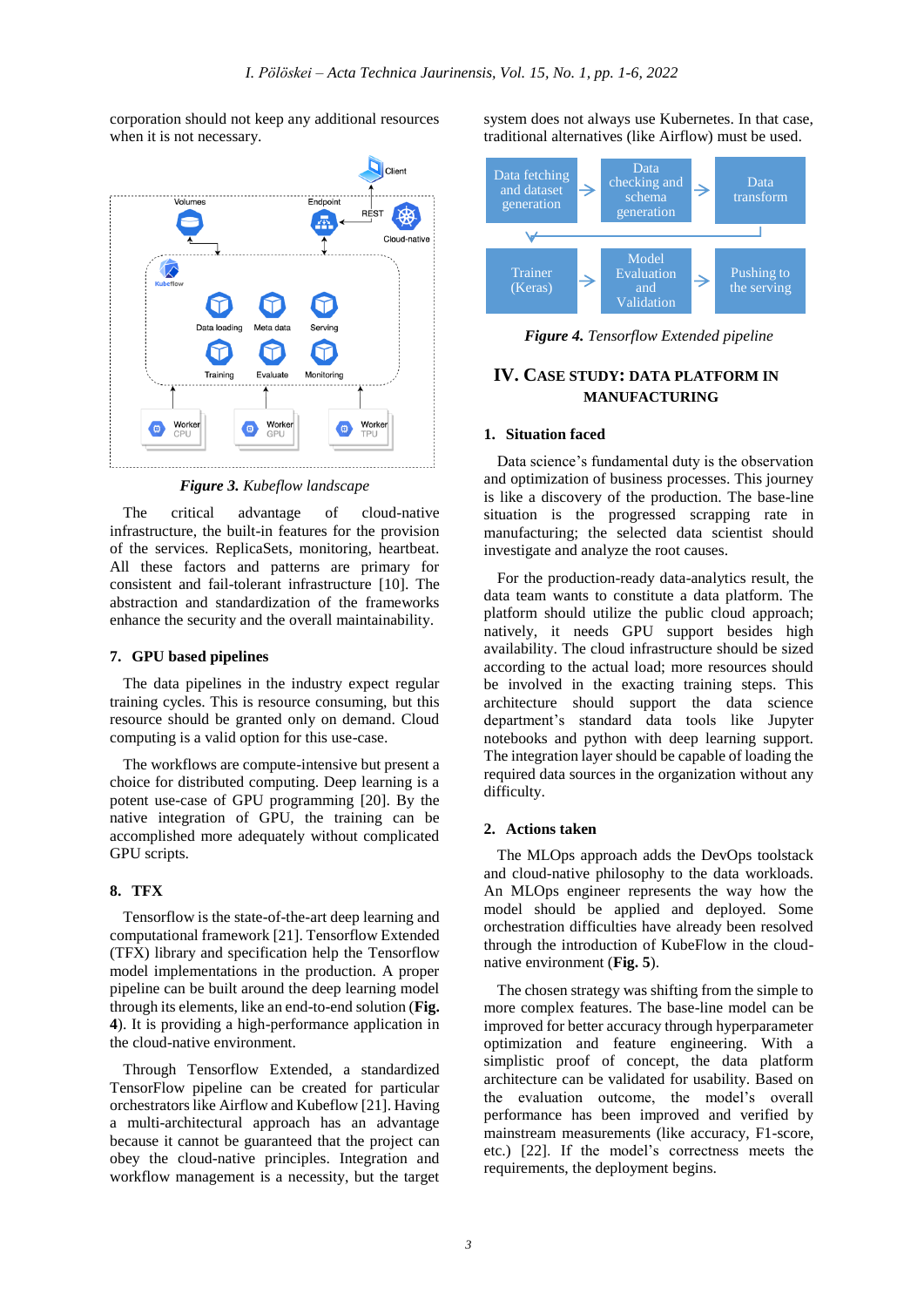corporation should not keep any additional resources when it is not necessary.

*Figure 3. Kubeflow landscape*

The critical advantage of cloud-native infrastructure, the built-in features for the provision of the services. ReplicaSets, monitoring, heartbeat. All these factors and patterns are primary for consistent and fail-tolerant infrastructure [10]. The abstraction and standardization of the frameworks enhance the security and the overall maintainability.

### 7. GPU based pipelines

The data pipelines in the industry expect regular training cycles. This is resource consuming, but this resource should be granted only on demand. Cloud computing is a valid option for this use-case.

The workflows are compute-intensive but present a choice for distributed computing. Deep learning is a potent use-case of GPU programming [20]. By the native integration of GPU, the training can be accomplished more adequately without complicated GPU scripts.

### 8. TFX

Tensorflow is the state-of-the-art deep learning and computational framework [21]. Tensorflow Extended (TFX) library and specification help the Tensorflow model implementations in the production. A proper pipeline can be built around the deep learning model through its elements, like an end-to-end solution (**Fig. 4**). It is providing a high-performance application in the cloud-native environment.

Through Tensorflow Extended, a standardized TensorFlow pipeline can be created for particular orchestrators like Airflow and Kubeflow [21]. Having a multi-architectural approach has an advantage because it cannot be guaranteed that the project can obey the cloud-native principles. Integration and workflow management is a necessity, but the target system does not always use Kubernetes. In that case, traditional alternatives (like Airflow) must be used.

*Figure 4. Tensorflow Extended pipeline*

## IV. Case study: Data platform in manufacturing

### 1. Situation faced

Data science's fundamental duty is the observation and optimization of business processes. This journey is like a discovery of the production. The base-line situation is the progressed scrapping rate in manufacturing; the selected data scientist should investigate and analyze the root causes.

For the production-ready data-analytics result, the data team wants to constitute a data platform. The platform should utilize the public cloud approach; natively, it needs GPU support besides high availability. The cloud infrastructure should be sized according to the actual load; more resources should be involved in the exacting training steps. This architecture should support the data science department's standard data tools like Jupyter notebooks and python with deep learning support. The integration layer should be capable of loading the required data sources in the organization without any difficulty.

### 2. Actions taken

The MLOps approach adds the DevOps toolstack and cloud-native philosophy to the data workloads. An MLOps engineer represents the way how the model should be applied and deployed. Some orchestration difficulties have already been resolved through the introduction of KubeFlow in the cloud-native environment (**Fig. 5**).

The chosen strategy was shifting from the simple to more complex features. The base-line model can be improved for better accuracy through hyperparameter optimization and feature engineering. With a simplistic proof of concept, the data platform architecture can be validated for usability. Based on the evaluation outcome, the model's overall performance has been improved and verified by mainstream measurements (like accuracy, F1-score, etc.) [22]. If the model's correctness meets the requirements, the deployment begins.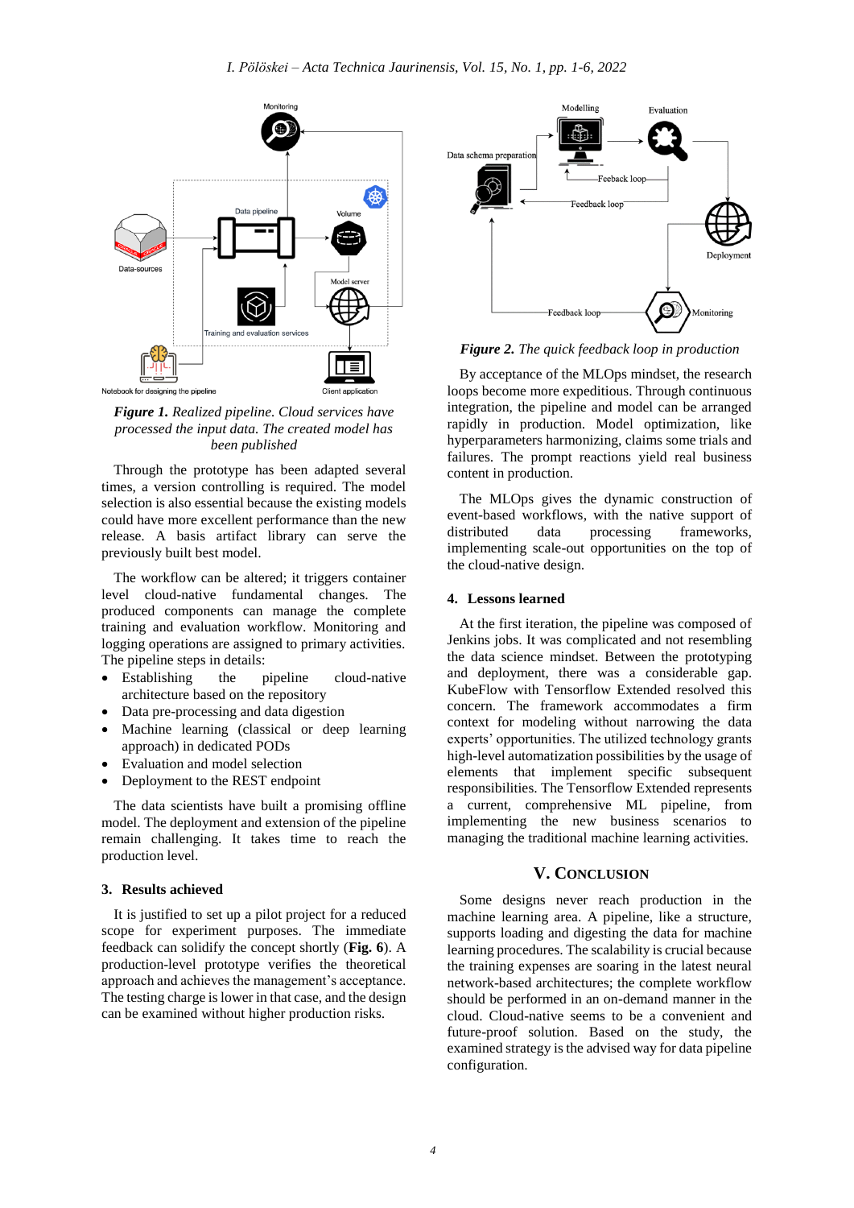*Figure 1. Realized pipeline. Cloud services have processed the input data. The created model has been published*

Through the prototype has been adapted several times, a version controlling is required. The model selection is also essential because the existing models could have more excellent performance than the new release. A basis artifact library can serve the previously built best model.

The workflow can be altered; it triggers container level cloud-native fundamental changes. The produced components can manage the complete training and evaluation workflow. Monitoring and logging operations are assigned to primary activities. The pipeline steps in details:

- Establishing the pipeline cloud-native architecture based on the repository
- Data pre-processing and data digestion
- Machine learning (classical or deep learning approach) in dedicated PODs
- Evaluation and model selection
- Deployment to the REST endpoint

The data scientists have built a promising offline model. The deployment and extension of the pipeline remain challenging. It takes time to reach the production level.

### 3. Results achieved

It is justified to set up a pilot project for a reduced scope for experiment purposes. The immediate feedback can solidify the concept shortly (**Fig. 6**). A production-level prototype verifies the theoretical approach and achieves the management's acceptance. The testing charge is lower in that case, and the design can be examined without higher production risks.

*Figure 2. The quick feedback loop in production*

By acceptance of the MLOps mindset, the research loops become more expeditious. Through continuous integration, the pipeline and model can be arranged rapidly in production. Model optimization, like hyperparameters harmonizing, claims some trials and failures. The prompt reactions yield real business content in production.

The MLOps gives the dynamic construction of event-based workflows, with the native support of distributed data processing frameworks, implementing scale-out opportunities on the top of the cloud-native design.

### 4. Lessons learned

At the first iteration, the pipeline was composed of Jenkins jobs. It was complicated and not resembling the data science mindset. Between the prototyping and deployment, there was a considerable gap. KubeFlow with Tensorflow Extended resolved this concern. The framework accommodates a firm context for modeling without narrowing the data experts' opportunities. The utilized technology grants high-level automatization possibilities by the usage of elements that implement specific subsequent responsibilities. The Tensorflow Extended represents a current, comprehensive ML pipeline, from implementing the new business scenarios to managing the traditional machine learning activities.

## V. Conclusion

Some designs never reach production in the machine learning area. A pipeline, like a structure, supports loading and digesting the data for machine learning procedures. The scalability is crucial because the training expenses are soaring in the latest neural network-based architectures; the complete workflow should be performed in an on-demand manner in the cloud. Cloud-native seems to be a convenient and future-proof solution. Based on the study, the examined strategy is the advised way for data pipeline configuration.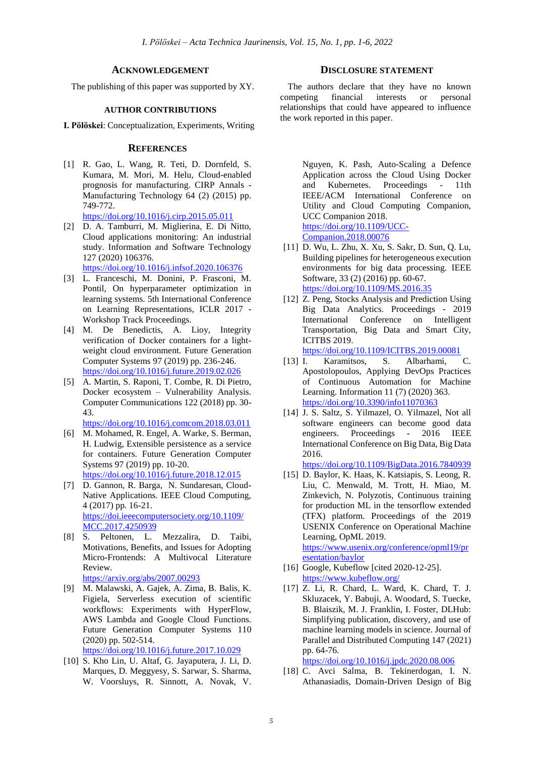## Acknowledgement

The publishing of this paper was supported by XY.

### Author Contributions

**I. Pölöskei**: Conceptualization, Experiments, Writing

## Disclosure Statement

The authors declare that they have no known competing financial interests or personal relationships that could have appeared to influence the work reported in this paper.

## References

[1] R. Gao, L. Wang, R. Teti, D. Dornfeld, S. Kumara, M. Mori, M. Helu, Cloud-enabled prognosis for manufacturing. CIRP Annals - Manufacturing Technology 64 (2) (2015) pp. 749-772. https://doi.org/10.1016/j.cirp.2015.05.011

[2] D. A. Tamburri, M. Miglierina, E. Di Nitto, Cloud applications monitoring: An industrial study. Information and Software Technology 127 (2020) 106376. https://doi.org/10.1016/j.infsof.2020.106376

[3] L. Franceschi, M. Donini, P. Frasconi, M. Pontil, On hyperparameter optimization in learning systems. 5th International Conference on Learning Representations, ICLR 2017 - Workshop Track Proceedings.

[4] M. De Benedictis, A. Lioy, Integrity verification of Docker containers for a light-weight cloud environment. Future Generation Computer Systems 97 (2019) pp. 236-246. https://doi.org/10.1016/j.future.2019.02.026

[5] A. Martin, S. Raponi, T. Combe, R. Di Pietro, Docker ecosystem – Vulnerability Analysis. Computer Communications 122 (2018) pp. 30-43. https://doi.org/10.1016/j.comcom.2018.03.011

[6] M. Mohamed, R. Engel, A. Warke, S. Berman, H. Ludwig, Extensible persistence as a service for containers. Future Generation Computer Systems 97 (2019) pp. 10-20. https://doi.org/10.1016/j.future.2018.12.015

[7] D. Gannon, R. Barga, N. Sundaresan, Cloud-Native Applications. IEEE Cloud Computing, 4 (2017) pp. 16-21. https://doi.ieeecomputersociety.org/10.1109/MCC.2017.4250939

[8] S. Peltonen, L. Mezzalira, D. Taibi, Motivations, Benefits, and Issues for Adopting Micro-Frontends: A Multivocal Literature Review. https://arxiv.org/abs/2007.00293

[9] M. Malawski, A. Gajek, A. Zima, B. Balis, K. Figiela, Serverless execution of scientific workflows: Experiments with HyperFlow, AWS Lambda and Google Cloud Functions. Future Generation Computer Systems 110 (2020) pp. 502-514. https://doi.org/10.1016/j.future.2017.10.029

[10] S. Kho Lin, U. Altaf, G. Jayaputera, J. Li, D. Marques, D. Meggyesy, S. Sarwar, S. Sharma, W. Voorsluys, R. Sinnott, A. Novak, V. Nguyen, K. Pash, Auto-Scaling a Defence Application across the Cloud Using Docker and Kubernetes. Proceedings - 11th IEEE/ACM International Conference on Utility and Cloud Computing Companion, UCC Companion 2018. https://doi.org/10.1109/UCC-Companion.2018.00076

[11] D. Wu, L. Zhu, X. Xu, S. Sakr, D. Sun, Q. Lu, Building pipelines for heterogeneous execution environments for big data processing. IEEE Software, 33 (2) (2016) pp. 60-67. https://doi.org/10.1109/MS.2016.35

[12] Z. Peng, Stocks Analysis and Prediction Using Big Data Analytics. Proceedings - 2019 International Conference on Intelligent Transportation, Big Data and Smart City, ICITBS 2019. https://doi.org/10.1109/ICITBS.2019.00081

[13] I. Karamitsos, S. Albarhami, C. Apostolopoulos, Applying DevOps Practices of Continuous Automation for Machine Learning. Information 11 (7) (2020) 363. https://doi.org/10.3390/info11070363

[14] J. S. Saltz, S. Yilmazel, O. Yilmazel, Not all software engineers can become good data engineers. Proceedings - 2016 IEEE International Conference on Big Data, Big Data 2016. https://doi.org/10.1109/BigData.2016.7840939

[15] D. Baylor, K. Haas, K. Katsiapis, S. Leong, R. Liu, C. Menwald, M. Trott, H. Miao, M. Zinkevich, N. Polyzotis, Continuous training for production ML in the tensorflow extended (TFX) platform. Proceedings of the 2019 USENIX Conference on Operational Machine Learning, OpML 2019. https://www.usenix.org/conference/opml19/presentation/baylor

[16] Google, Kubeflow [cited 2020-12-25]. https://www.kubeflow.org/

[17] Z. Li, R. Chard, L. Ward, K. Chard, T. J. Skluzacek, Y. Babuji, A. Woodard, S. Tuecke, B. Blaiszik, M. J. Franklin, I. Foster, DLHub: Simplifying publication, discovery, and use of machine learning models in science. Journal of Parallel and Distributed Computing 147 (2021) pp. 64-76. https://doi.org/10.1016/j.jpdc.2020.08.006

[18] C. Avci Salma, B. Tekinerdogan, I. N. Athanasiadis, Domain-Driven Design of Big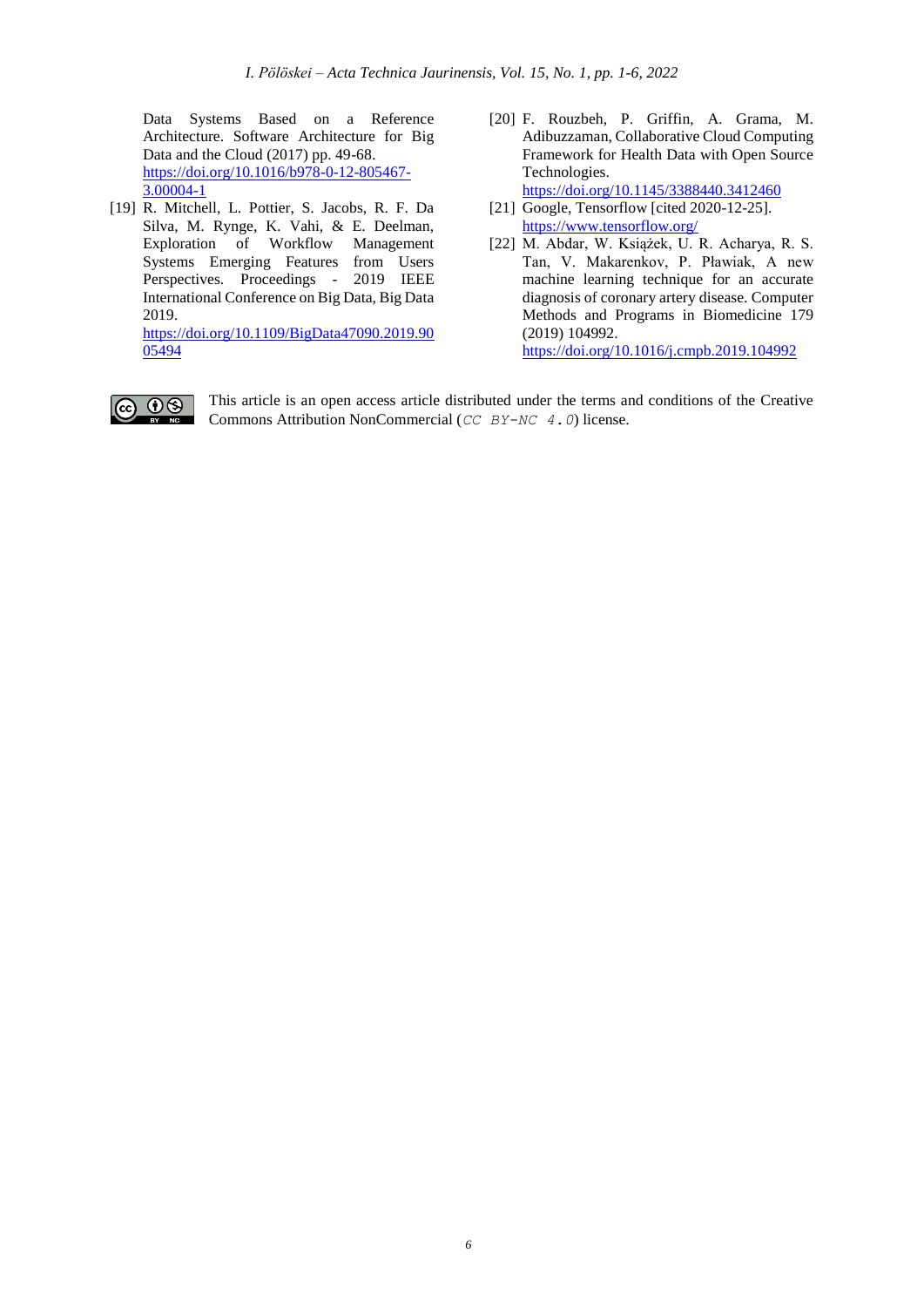Data Systems Based on a Reference Architecture. Software Architecture for Big Data and the Cloud (2017) pp. 49-68. https://doi.org/10.1016/b978-0-12-805467-3.00004-1

[19] R. Mitchell, L. Pottier, S. Jacobs, R. F. Da Silva, M. Rynge, K. Vahi, & E. Deelman, Exploration of Workflow Management Systems Emerging Features from Users Perspectives. Proceedings - 2019 IEEE International Conference on Big Data, Big Data 2019. https://doi.org/10.1109/BigData47090.2019.9005494

[20] F. Rouzbeh, P. Griffin, A. Grama, M. Adibuzzaman, Collaborative Cloud Computing Framework for Health Data with Open Source Technologies. https://doi.org/10.1145/3388440.3412460

[21] Google, Tensorflow [cited 2020-12-25]. https://www.tensorflow.org/

[22] M. Abdar, W. Książek, U. R. Acharya, R. S. Tan, V. Makarenkov, P. Pławiak, A new machine learning technique for an accurate diagnosis of coronary artery disease. Computer Methods and Programs in Biomedicine 179 (2019) 104992. https://doi.org/10.1016/j.cmpb.2019.104992

This article is an open access article distributed under the terms and conditions of the Creative Commons Attribution NonCommercial (CC BY-NC 4.0) license.